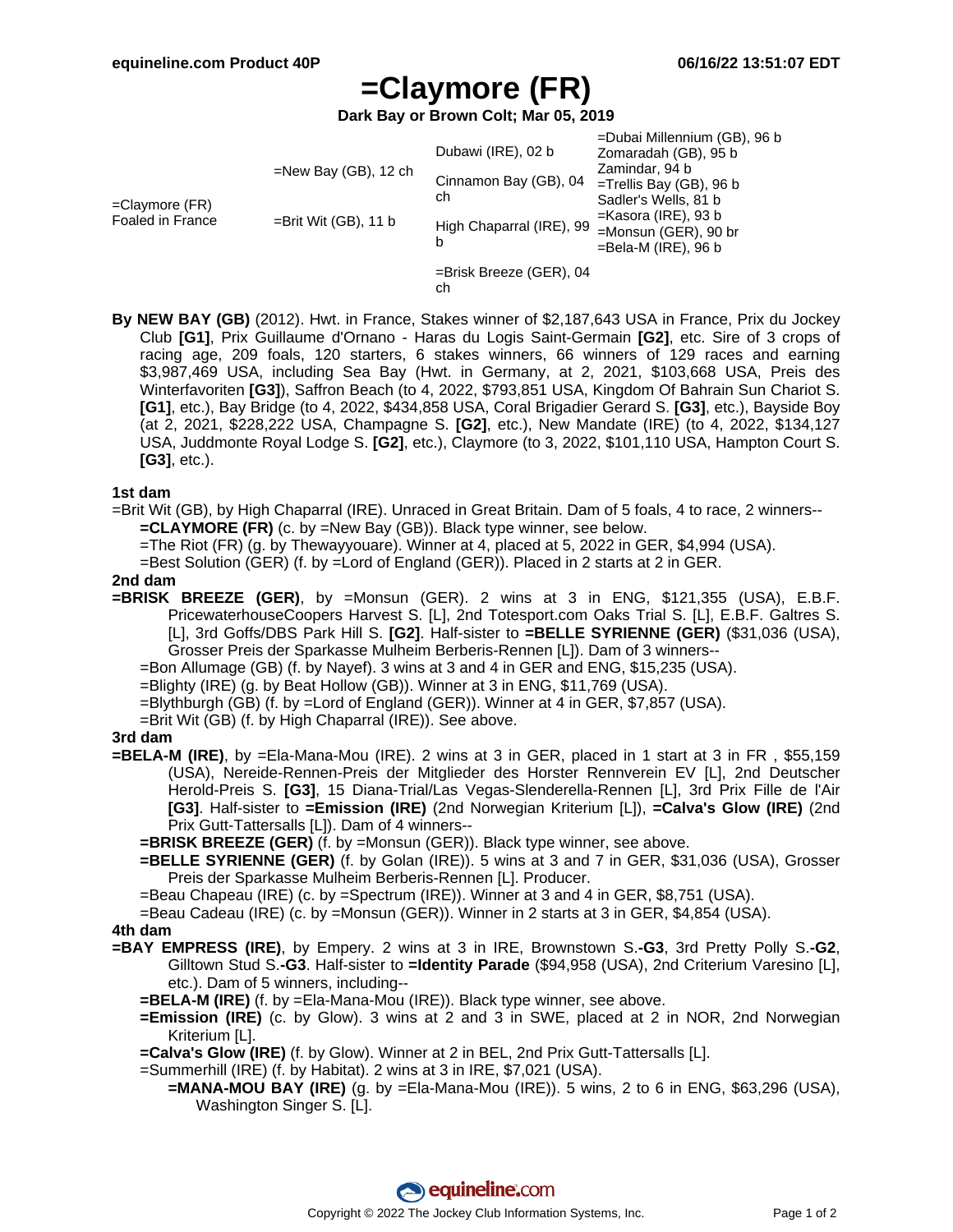# =Claymore (FR)

**Dark Bay or Brown Colt; Mar 05, 2019**

| | | | |
|---|---|---|---|
| =Claymore (FR) Foaled in France | =New Bay (GB), 12 ch | Dubawi (IRE), 02 b | =Dubai Millennium (GB), 96 b |
| | | | Zomaradah (GB), 95 b |
| | | Cinnamon Bay (GB), 04 ch | Zamindar, 94 b |
| | | | =Trellis Bay (GB), 96 b |
| | =Brit Wit (GB), 11 b | High Chaparral (IRE), 99 b | Sadler's Wells, 81 b |
| | | | =Kasora (IRE), 93 b |
| | | =Brisk Breeze (GER), 04 ch | =Monsun (GER), 90 br |
| | | | =Bela-M (IRE), 96 b |

**By NEW BAY (GB)** (2012). Hwt. in France, Stakes winner of $2,187,643 USA in France, Prix du Jockey Club **[G1]**, Prix Guillaume d'Ornano - Haras du Logis Saint-Germain **[G2]**, etc. Sire of 3 crops of racing age, 209 foals, 120 starters, 6 stakes winners, 66 winners of 129 races and earning $3,987,469 USA, including Sea Bay (Hwt. in Germany, at 2, 2021, $103,668 USA, Preis des Winterfavoriten **[G3]**), Saffron Beach (to 4, 2022, $793,851 USA, Kingdom Of Bahrain Sun Chariot S. **[G1]**, etc.), Bay Bridge (to 4, 2022, $434,858 USA, Coral Brigadier Gerard S. **[G3]**, etc.), Bayside Boy (at 2, 2021, $228,222 USA, Champagne S. **[G2]**, etc.), New Mandate (IRE) (to 4, 2022, $134,127 USA, Juddmonte Royal Lodge S. **[G2]**, etc.), Claymore (to 3, 2022, $101,110 USA, Hampton Court S. **[G3]**, etc.).

### 1st dam

=Brit Wit (GB), by High Chaparral (IRE). Unraced in Great Britain. Dam of 5 foals, 4 to race, 2 winners--

- **=CLAYMORE (FR)** (c. by =New Bay (GB)). Black type winner, see below.
- =The Riot (FR) (g. by Thewayyouare). Winner at 4, placed at 5, 2022 in GER, $4,994 (USA).
- =Best Solution (GER) (f. by =Lord of England (GER)). Placed in 2 starts at 2 in GER.

### 2nd dam

**=BRISK BREEZE (GER)**, by =Monsun (GER). 2 wins at 3 in ENG, $121,355 (USA), E.B.F. PricewaterhouseCoopers Harvest S. [L], 2nd Totesport.com Oaks Trial S. [L], E.B.F. Galtres S. [L], 3rd Goffs/DBS Park Hill S. **[G2]**. Half-sister to **=BELLE SYRIENNE (GER)** ($31,036 (USA), Grosser Preis der Sparkasse Mulheim Berberis-Rennen [L]). Dam of 3 winners--

- =Bon Allumage (GB) (f. by Nayef). 3 wins at 3 and 4 in GER and ENG, $15,235 (USA).
- =Blighty (IRE) (g. by Beat Hollow (GB)). Winner at 3 in ENG, $11,769 (USA).
- =Blythburgh (GB) (f. by =Lord of England (GER)). Winner at 4 in GER, $7,857 (USA).
- =Brit Wit (GB) (f. by High Chaparral (IRE)). See above.

### 3rd dam

**=BELA-M (IRE)**, by =Ela-Mana-Mou (IRE). 2 wins at 3 in GER, placed in 1 start at 3 in FR , $55,159 (USA), Nereide-Rennen-Preis der Mitglieder des Horster Rennverein EV [L], 2nd Deutscher Herold-Preis S. **[G3]**, 15 Diana-Trial/Las Vegas-Slenderella-Rennen [L], 3rd Prix Fille de l'Air **[G3]**. Half-sister to **=Emission (IRE)** (2nd Norwegian Kriterium [L]), **=Calva's Glow (IRE)** (2nd Prix Gutt-Tattersalls [L]). Dam of 4 winners--

- **=BRISK BREEZE (GER)** (f. by =Monsun (GER)). Black type winner, see above.
- **=BELLE SYRIENNE (GER)** (f. by Golan (IRE)). 5 wins at 3 and 7 in GER, $31,036 (USA), Grosser Preis der Sparkasse Mulheim Berberis-Rennen [L]. Producer.
- =Beau Chapeau (IRE) (c. by =Spectrum (IRE)). Winner at 3 and 4 in GER, $8,751 (USA).
- =Beau Cadeau (IRE) (c. by =Monsun (GER)). Winner in 2 starts at 3 in GER, $4,854 (USA).

### 4th dam

**=BAY EMPRESS (IRE)**, by Empery. 2 wins at 3 in IRE, Brownstown S.**-G3**, 3rd Pretty Polly S.**-G2**, Gilltown Stud S.**-G3**. Half-sister to **=Identity Parade** ($94,958 (USA), 2nd Criterium Varesino [L], etc.). Dam of 5 winners, including--

- **=BELA-M (IRE)** (f. by =Ela-Mana-Mou (IRE)). Black type winner, see above.
- **=Emission (IRE)** (c. by Glow). 3 wins at 2 and 3 in SWE, placed at 2 in NOR, 2nd Norwegian Kriterium [L].
- **=Calva's Glow (IRE)** (f. by Glow). Winner at 2 in BEL, 2nd Prix Gutt-Tattersalls [L].
- =Summerhill (IRE) (f. by Habitat). 2 wins at 3 in IRE, $7,021 (USA).
  - **=MANA-MOU BAY (IRE)** (g. by =Ela-Mana-Mou (IRE)). 5 wins, 2 to 6 in ENG, $63,296 (USA), Washington Singer S. [L].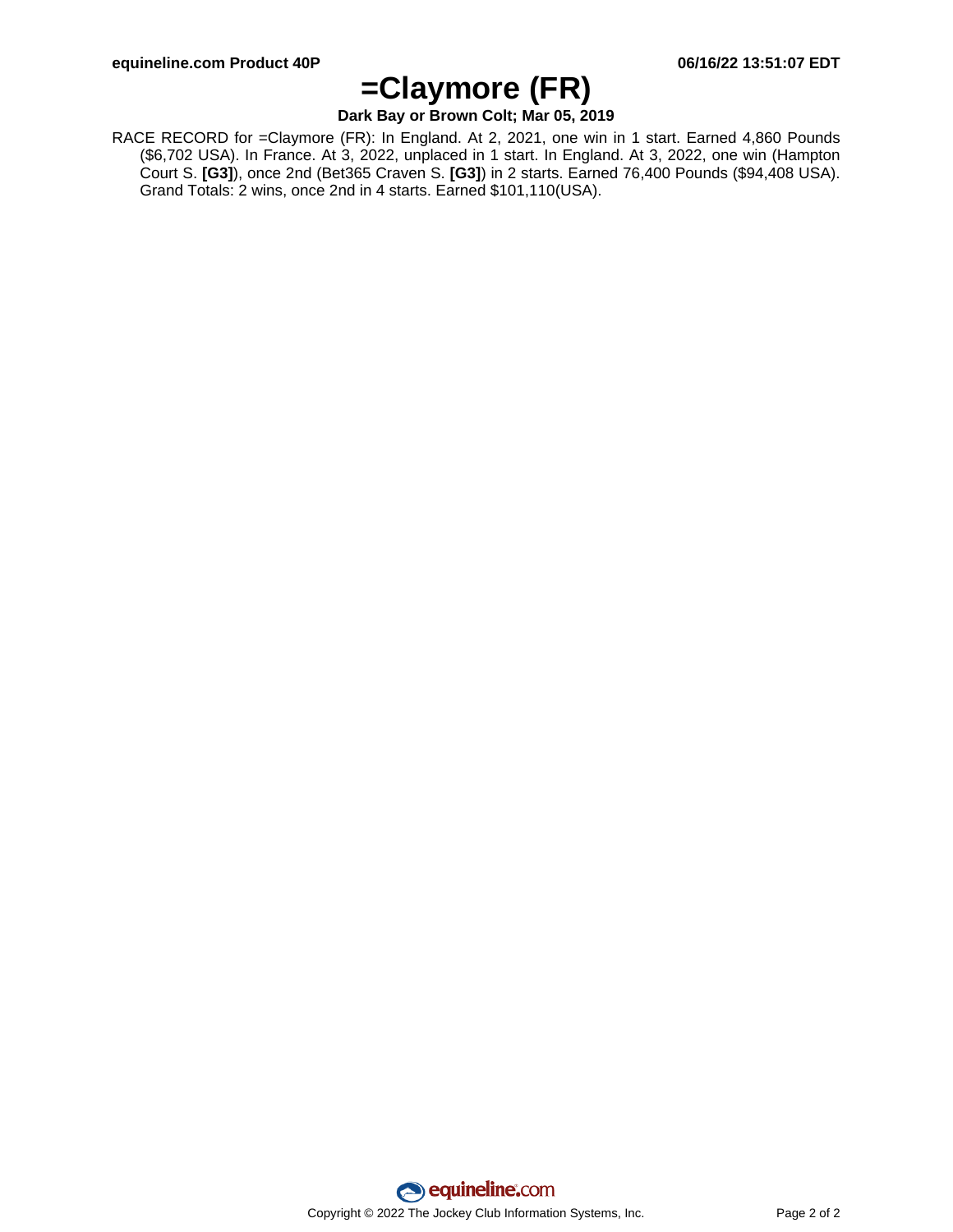# =Claymore (FR)

**Dark Bay or Brown Colt; Mar 05, 2019**

RACE RECORD for =Claymore (FR): In England. At 2, 2021, one win in 1 start. Earned 4,860 Pounds ($6,702 USA). In France. At 3, 2022, unplaced in 1 start. In England. At 3, 2022, one win (Hampton Court S. **[G3]**), once 2nd (Bet365 Craven S. **[G3]**) in 2 starts. Earned 76,400 Pounds ($94,408 USA). Grand Totals: 2 wins, once 2nd in 4 starts. Earned $101,110(USA).